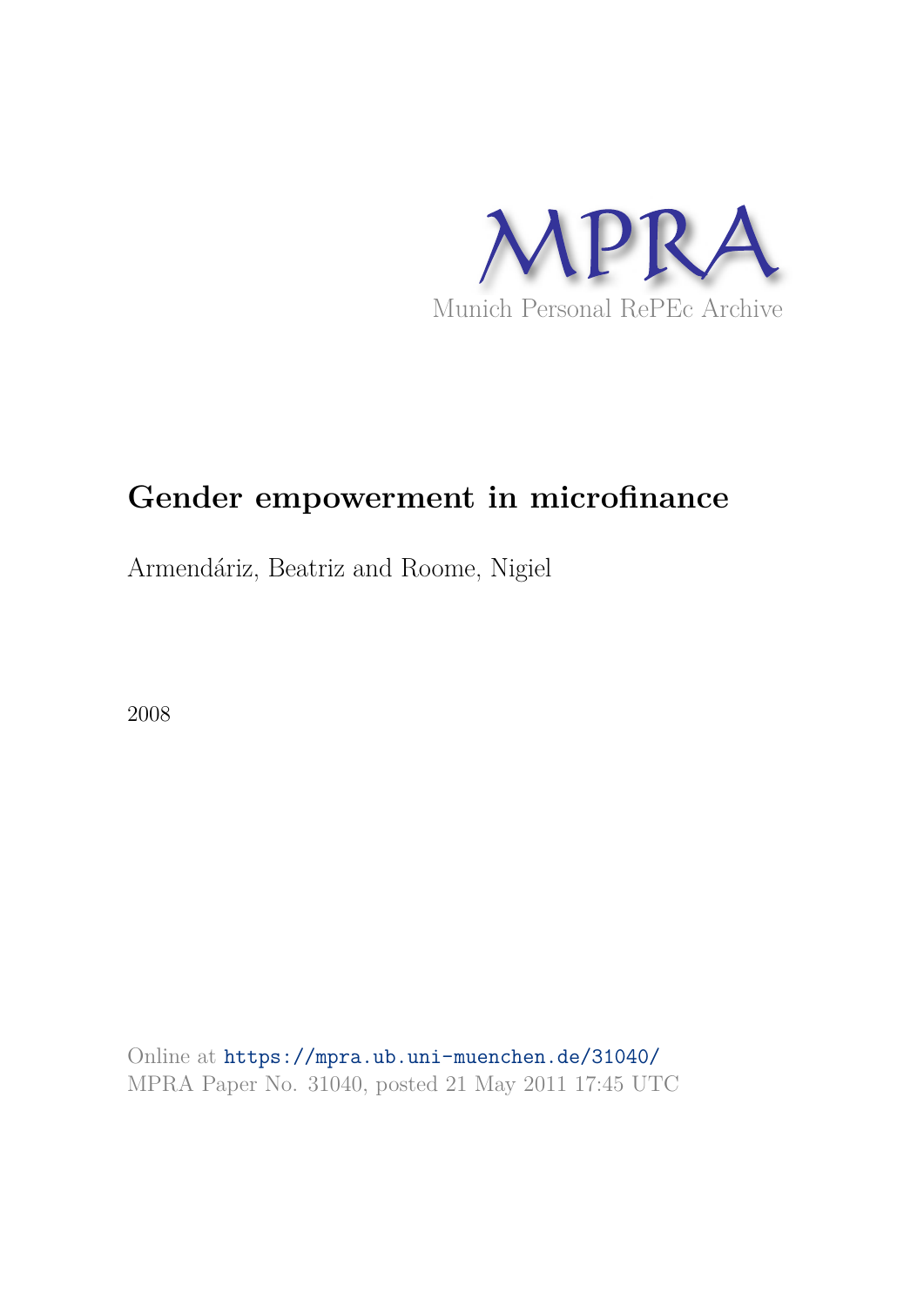MPRA

Munich Personal RePEc Archive

# Gender empowerment in microfinance

Armendáriz, Beatriz and Roome, Nigiel

2008

Online at https://mpra.ub.uni-muenchen.de/31040/
MPRA Paper No. 31040, posted 21 May 2011 17:45 UTC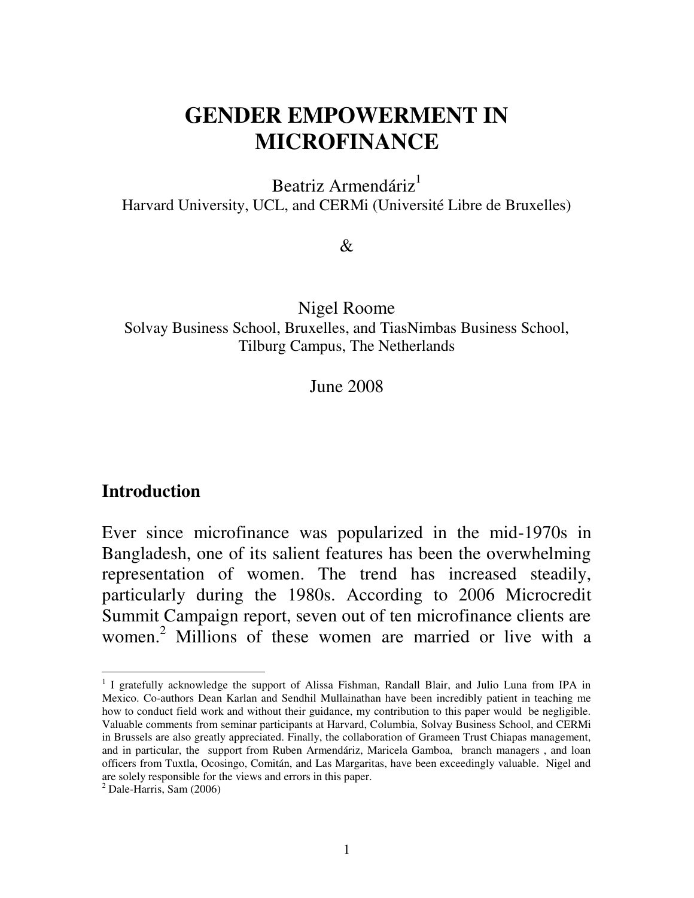// Title page with introduction and footnotes
# GENDER EMPOWERMENT IN MICROFINANCE

Beatriz Armendáriz[1]
Harvard University, UCL, and CERMi (Université Libre de Bruxelles)

&

Nigel Roome
Solvay Business School, Bruxelles, and TiasNimbas Business School, Tilburg Campus, The Netherlands

June 2008

## Introduction

Ever since microfinance was popularized in the mid-1970s in Bangladesh, one of its salient features has been the overwhelming representation of women. The trend has increased steadily, particularly during the 1980s. According to 2006 Microcredit Summit Campaign report, seven out of ten microfinance clients are women.[2] Millions of these women are married or live with a

---

[1] I gratefully acknowledge the support of Alissa Fishman, Randall Blair, and Julio Luna from IPA in Mexico. Co-authors Dean Karlan and Sendhil Mullainathan have been incredibly patient in teaching me how to conduct field work and without their guidance, my contribution to this paper would be negligible. Valuable comments from seminar participants at Harvard, Columbia, Solvay Business School, and CERMi in Brussels are also greatly appreciated. Finally, the collaboration of Grameen Trust Chiapas management, and in particular, the support from Ruben Armendáriz, Maricela Gamboa, branch managers , and loan officers from Tuxtla, Ocosingo, Comitán, and Las Margaritas, have been exceedingly valuable. Nigel and are solely responsible for the views and errors in this paper.

[2] Dale-Harris, Sam (2006)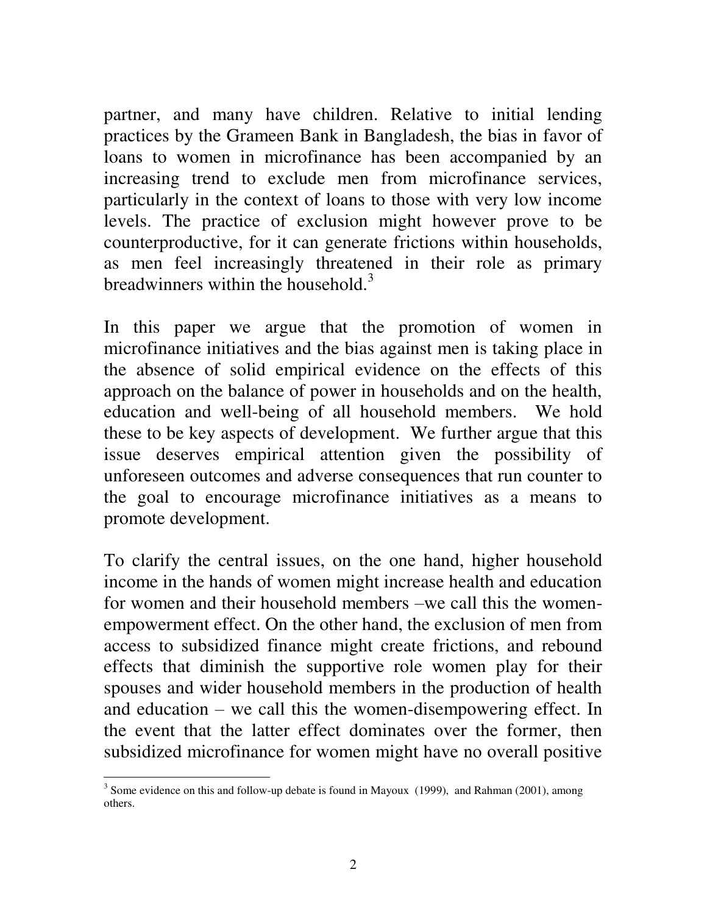partner, and many have children. Relative to initial lending practices by the Grameen Bank in Bangladesh, the bias in favor of loans to women in microfinance has been accompanied by an increasing trend to exclude men from microfinance services, particularly in the context of loans to those with very low income levels. The practice of exclusion might however prove to be counterproductive, for it can generate frictions within households, as men feel increasingly threatened in their role as primary breadwinners within the household.[3]

In this paper we argue that the promotion of women in microfinance initiatives and the bias against men is taking place in the absence of solid empirical evidence on the effects of this approach on the balance of power in households and on the health, education and well-being of all household members. We hold these to be key aspects of development. We further argue that this issue deserves empirical attention given the possibility of unforeseen outcomes and adverse consequences that run counter to the goal to encourage microfinance initiatives as a means to promote development.

To clarify the central issues, on the one hand, higher household income in the hands of women might increase health and education for women and their household members –we call this the women-empowerment effect. On the other hand, the exclusion of men from access to subsidized finance might create frictions, and rebound effects that diminish the supportive role women play for their spouses and wider household members in the production of health and education – we call this the women-disempowering effect. In the event that the latter effect dominates over the former, then subsidized microfinance for women might have no overall positive

[3] Some evidence on this and follow-up debate is found in Mayoux (1999), and Rahman (2001), among others.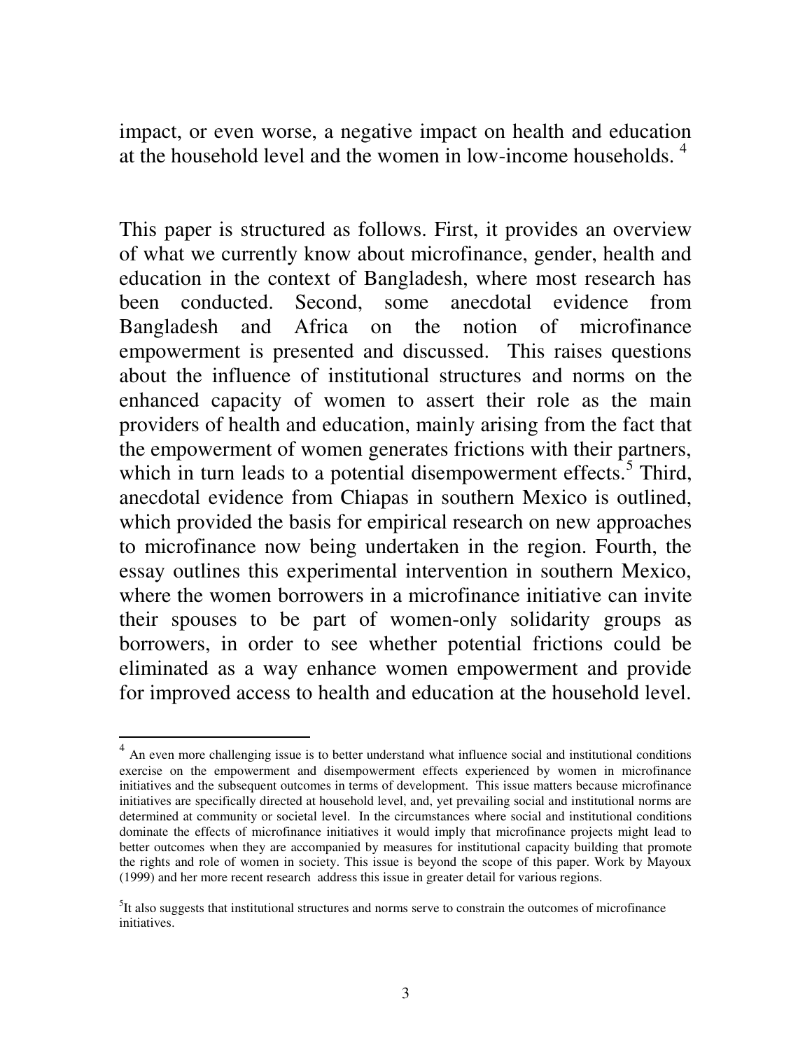impact, or even worse, a negative impact on health and education at the household level and the women in low-income households. [4]

This paper is structured as follows. First, it provides an overview of what we currently know about microfinance, gender, health and education in the context of Bangladesh, where most research has been conducted. Second, some anecdotal evidence from Bangladesh and Africa on the notion of microfinance empowerment is presented and discussed. This raises questions about the influence of institutional structures and norms on the enhanced capacity of women to assert their role as the main providers of health and education, mainly arising from the fact that the empowerment of women generates frictions with their partners, which in turn leads to a potential disempowerment effects.[5] Third, anecdotal evidence from Chiapas in southern Mexico is outlined, which provided the basis for empirical research on new approaches to microfinance now being undertaken in the region. Fourth, the essay outlines this experimental intervention in southern Mexico, where the women borrowers in a microfinance initiative can invite their spouses to be part of women-only solidarity groups as borrowers, in order to see whether potential frictions could be eliminated as a way enhance women empowerment and provide for improved access to health and education at the household level.

---

[4] An even more challenging issue is to better understand what influence social and institutional conditions exercise on the empowerment and disempowerment effects experienced by women in microfinance initiatives and the subsequent outcomes in terms of development. This issue matters because microfinance initiatives are specifically directed at household level, and, yet prevailing social and institutional norms are determined at community or societal level. In the circumstances where social and institutional conditions dominate the effects of microfinance initiatives it would imply that microfinance projects might lead to better outcomes when they are accompanied by measures for institutional capacity building that promote the rights and role of women in society. This issue is beyond the scope of this paper. Work by Mayoux (1999) and her more recent research address this issue in greater detail for various regions.

[5] It also suggests that institutional structures and norms serve to constrain the outcomes of microfinance initiatives.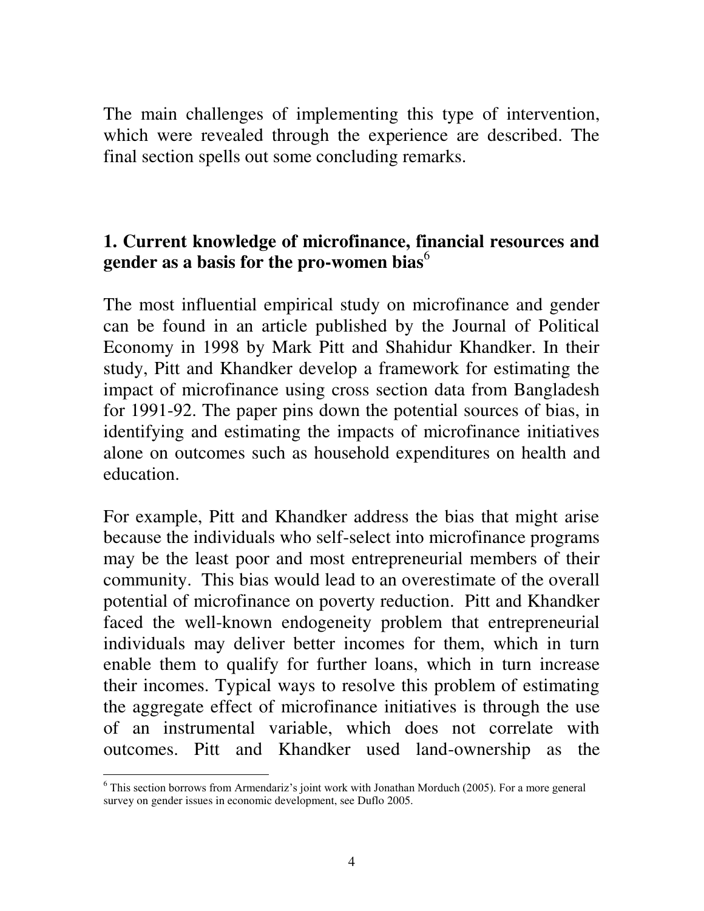The main challenges of implementing this type of intervention, which were revealed through the experience are described. The final section spells out some concluding remarks.

## 1. Current knowledge of microfinance, financial resources and gender as a basis for the pro-women bias[6]

The most influential empirical study on microfinance and gender can be found in an article published by the Journal of Political Economy in 1998 by Mark Pitt and Shahidur Khandker. In their study, Pitt and Khandker develop a framework for estimating the impact of microfinance using cross section data from Bangladesh for 1991-92. The paper pins down the potential sources of bias, in identifying and estimating the impacts of microfinance initiatives alone on outcomes such as household expenditures on health and education.

For example, Pitt and Khandker address the bias that might arise because the individuals who self-select into microfinance programs may be the least poor and most entrepreneurial members of their community. This bias would lead to an overestimate of the overall potential of microfinance on poverty reduction. Pitt and Khandker faced the well-known endogeneity problem that entrepreneurial individuals may deliver better incomes for them, which in turn enable them to qualify for further loans, which in turn increase their incomes. Typical ways to resolve this problem of estimating the aggregate effect of microfinance initiatives is through the use of an instrumental variable, which does not correlate with outcomes. Pitt and Khandker used land-ownership as the

[6] This section borrows from Armendariz's joint work with Jonathan Morduch (2005). For a more general survey on gender issues in economic development, see Duflo 2005.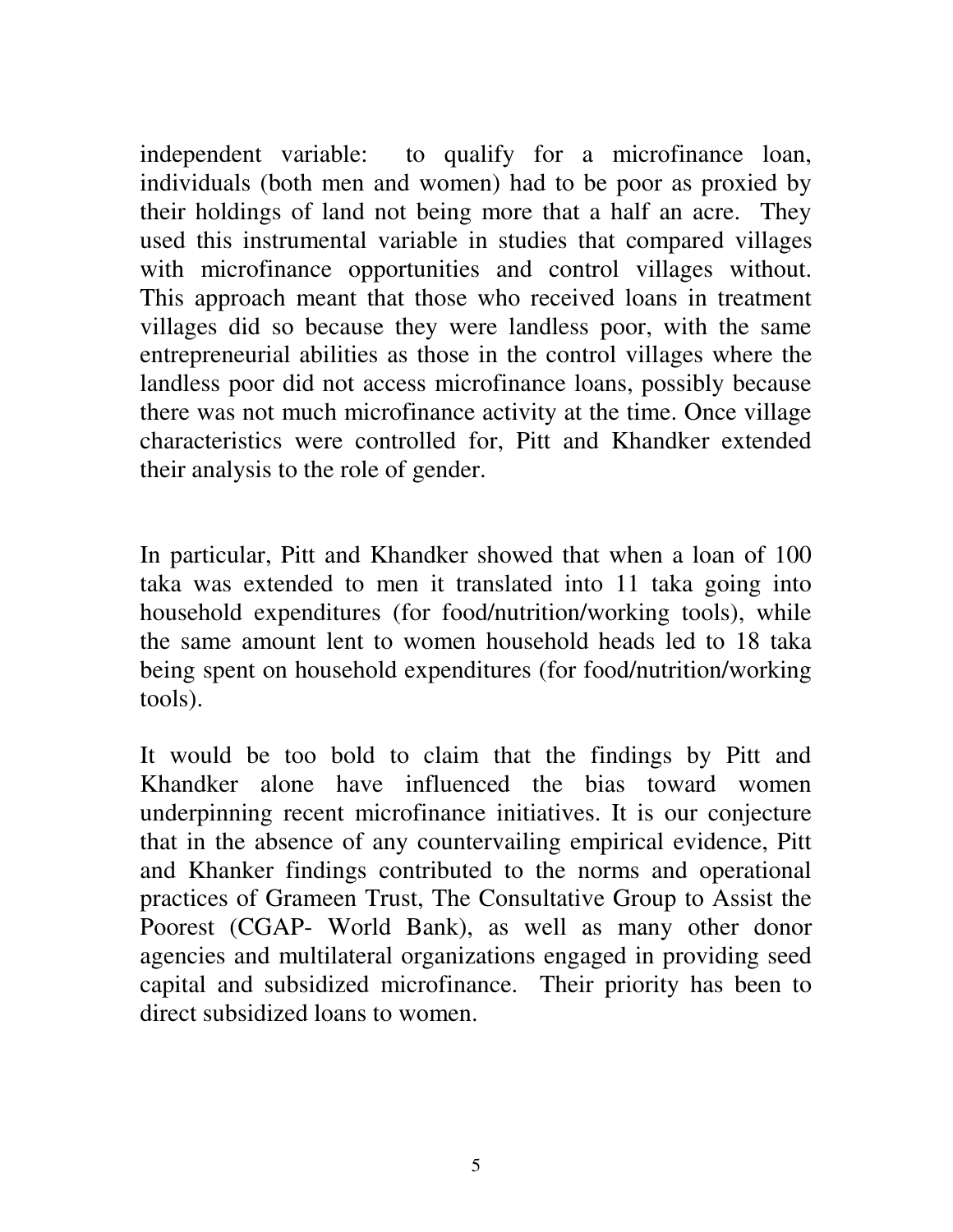independent variable: to qualify for a microfinance loan, individuals (both men and women) had to be poor as proxied by their holdings of land not being more that a half an acre. They used this instrumental variable in studies that compared villages with microfinance opportunities and control villages without. This approach meant that those who received loans in treatment villages did so because they were landless poor, with the same entrepreneurial abilities as those in the control villages where the landless poor did not access microfinance loans, possibly because there was not much microfinance activity at the time. Once village characteristics were controlled for, Pitt and Khandker extended their analysis to the role of gender.

In particular, Pitt and Khandker showed that when a loan of 100 taka was extended to men it translated into 11 taka going into household expenditures (for food/nutrition/working tools), while the same amount lent to women household heads led to 18 taka being spent on household expenditures (for food/nutrition/working tools).

It would be too bold to claim that the findings by Pitt and Khandker alone have influenced the bias toward women underpinning recent microfinance initiatives. It is our conjecture that in the absence of any countervailing empirical evidence, Pitt and Khanker findings contributed to the norms and operational practices of Grameen Trust, The Consultative Group to Assist the Poorest (CGAP- World Bank), as well as many other donor agencies and multilateral organizations engaged in providing seed capital and subsidized microfinance. Their priority has been to direct subsidized loans to women.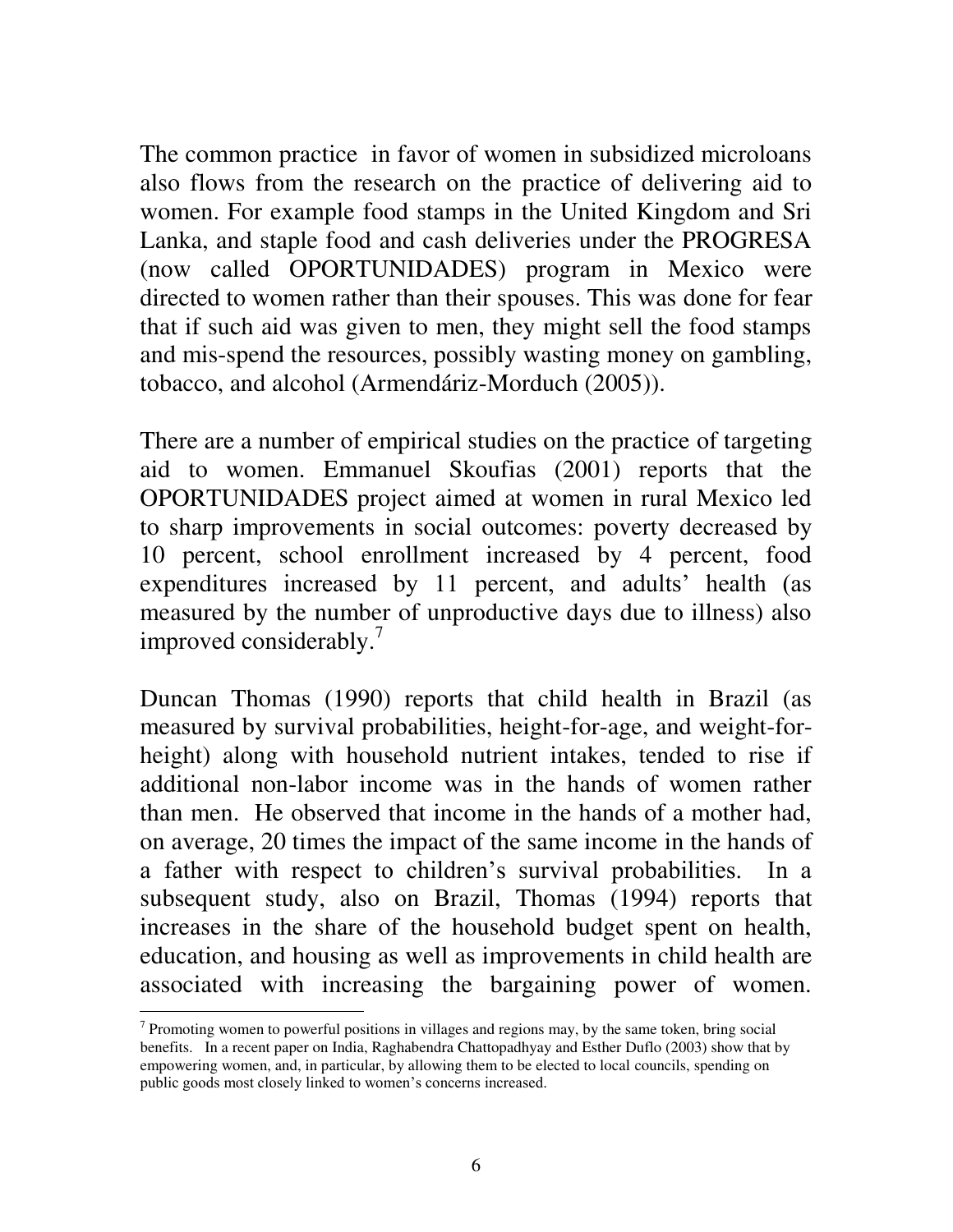The common practice in favor of women in subsidized microloans also flows from the research on the practice of delivering aid to women. For example food stamps in the United Kingdom and Sri Lanka, and staple food and cash deliveries under the PROGRESA (now called OPORTUNIDADES) program in Mexico were directed to women rather than their spouses. This was done for fear that if such aid was given to men, they might sell the food stamps and mis-spend the resources, possibly wasting money on gambling, tobacco, and alcohol (Armendáriz-Morduch (2005)).

There are a number of empirical studies on the practice of targeting aid to women. Emmanuel Skoufias (2001) reports that the OPORTUNIDADES project aimed at women in rural Mexico led to sharp improvements in social outcomes: poverty decreased by 10 percent, school enrollment increased by 4 percent, food expenditures increased by 11 percent, and adults' health (as measured by the number of unproductive days due to illness) also improved considerably.[7]

Duncan Thomas (1990) reports that child health in Brazil (as measured by survival probabilities, height-for-age, and weight-for-height) along with household nutrient intakes, tended to rise if additional non-labor income was in the hands of women rather than men. He observed that income in the hands of a mother had, on average, 20 times the impact of the same income in the hands of a father with respect to children's survival probabilities. In a subsequent study, also on Brazil, Thomas (1994) reports that increases in the share of the household budget spent on health, education, and housing as well as improvements in child health are associated with increasing the bargaining power of women.

[7] Promoting women to powerful positions in villages and regions may, by the same token, bring social benefits. In a recent paper on India, Raghabendra Chattopadhyay and Esther Duflo (2003) show that by empowering women, and, in particular, by allowing them to be elected to local councils, spending on public goods most closely linked to women's concerns increased.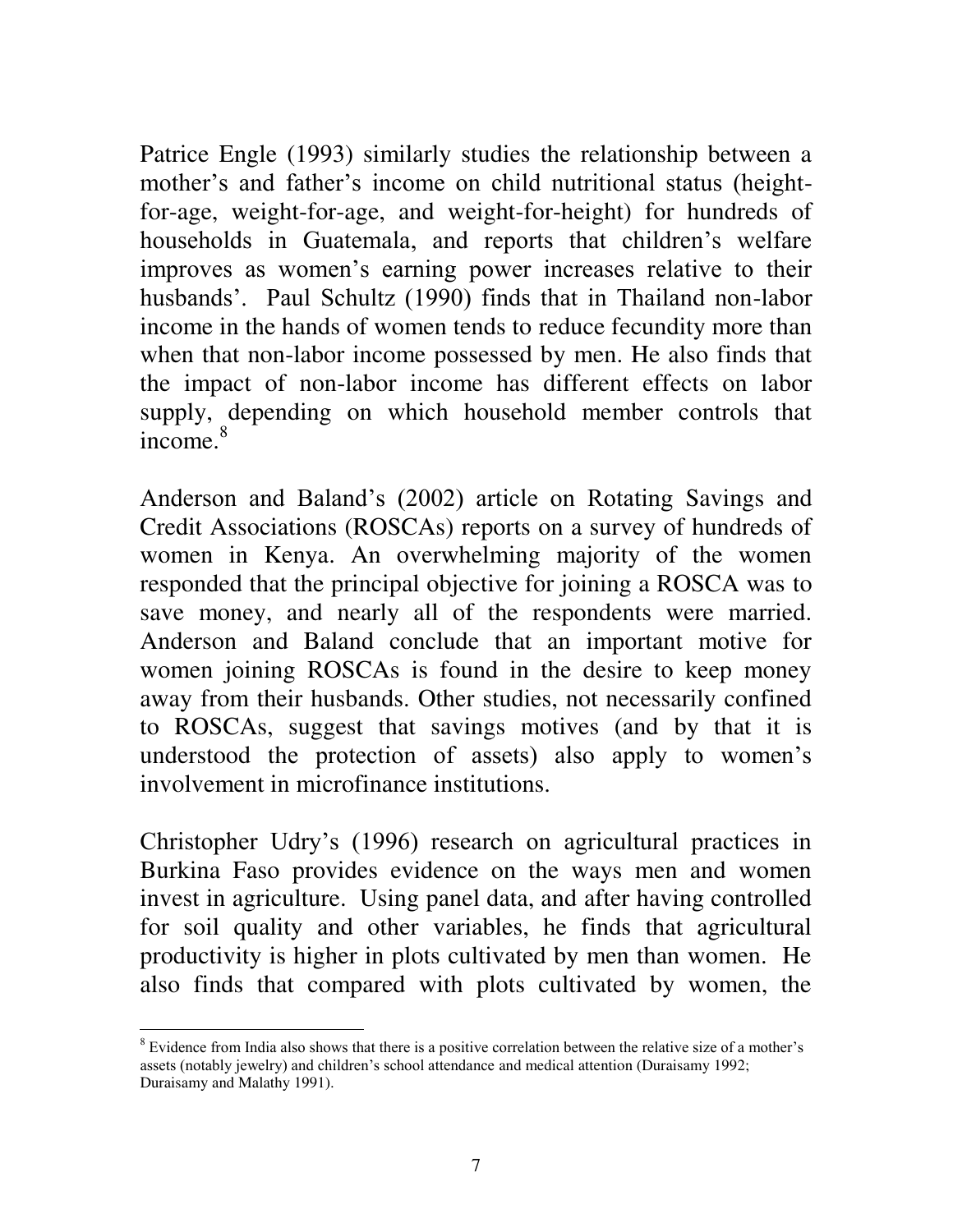Patrice Engle (1993) similarly studies the relationship between a mother's and father's income on child nutritional status (height-for-age, weight-for-age, and weight-for-height) for hundreds of households in Guatemala, and reports that children's welfare improves as women's earning power increases relative to their husbands'. Paul Schultz (1990) finds that in Thailand non-labor income in the hands of women tends to reduce fecundity more than when that non-labor income possessed by men. He also finds that the impact of non-labor income has different effects on labor supply, depending on which household member controls that income.[8]

Anderson and Baland's (2002) article on Rotating Savings and Credit Associations (ROSCAs) reports on a survey of hundreds of women in Kenya. An overwhelming majority of the women responded that the principal objective for joining a ROSCA was to save money, and nearly all of the respondents were married. Anderson and Baland conclude that an important motive for women joining ROSCAs is found in the desire to keep money away from their husbands. Other studies, not necessarily confined to ROSCAs, suggest that savings motives (and by that it is understood the protection of assets) also apply to women's involvement in microfinance institutions.

Christopher Udry's (1996) research on agricultural practices in Burkina Faso provides evidence on the ways men and women invest in agriculture. Using panel data, and after having controlled for soil quality and other variables, he finds that agricultural productivity is higher in plots cultivated by men than women. He also finds that compared with plots cultivated by women, the

[8] Evidence from India also shows that there is a positive correlation between the relative size of a mother's assets (notably jewelry) and children's school attendance and medical attention (Duraisamy 1992; Duraisamy and Malathy 1991).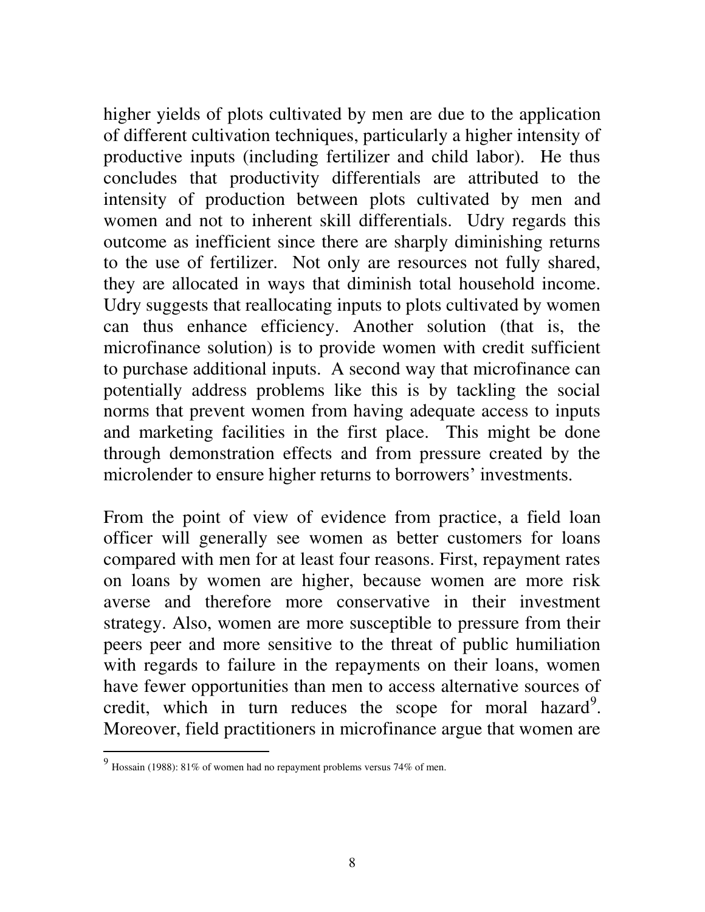higher yields of plots cultivated by men are due to the application of different cultivation techniques, particularly a higher intensity of productive inputs (including fertilizer and child labor). He thus concludes that productivity differentials are attributed to the intensity of production between plots cultivated by men and women and not to inherent skill differentials. Udry regards this outcome as inefficient since there are sharply diminishing returns to the use of fertilizer. Not only are resources not fully shared, they are allocated in ways that diminish total household income. Udry suggests that reallocating inputs to plots cultivated by women can thus enhance efficiency. Another solution (that is, the microfinance solution) is to provide women with credit sufficient to purchase additional inputs. A second way that microfinance can potentially address problems like this is by tackling the social norms that prevent women from having adequate access to inputs and marketing facilities in the first place. This might be done through demonstration effects and from pressure created by the microlender to ensure higher returns to borrowers' investments.

From the point of view of evidence from practice, a field loan officer will generally see women as better customers for loans compared with men for at least four reasons. First, repayment rates on loans by women are higher, because women are more risk averse and therefore more conservative in their investment strategy. Also, women are more susceptible to pressure from their peers peer and more sensitive to the threat of public humiliation with regards to failure in the repayments on their loans, women have fewer opportunities than men to access alternative sources of credit, which in turn reduces the scope for moral hazard[9]. Moreover, field practitioners in microfinance argue that women are

[9] Hossain (1988): 81% of women had no repayment problems versus 74% of men.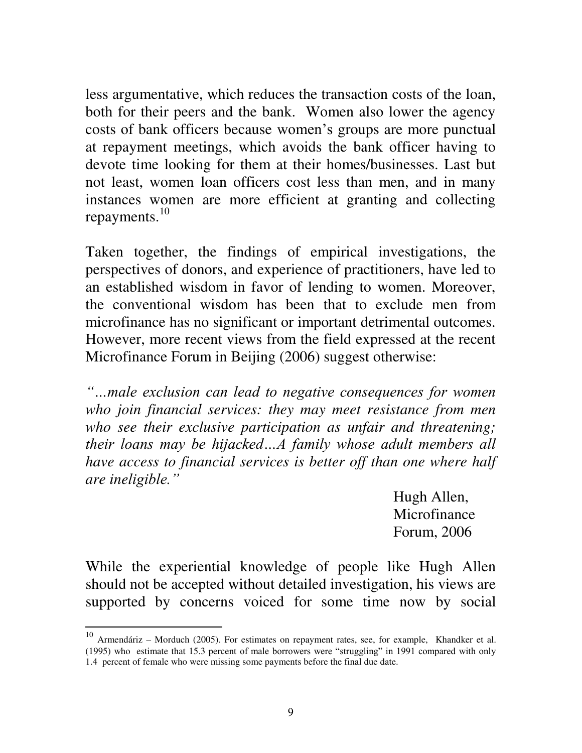less argumentative, which reduces the transaction costs of the loan, both for their peers and the bank. Women also lower the agency costs of bank officers because women's groups are more punctual at repayment meetings, which avoids the bank officer having to devote time looking for them at their homes/businesses. Last but not least, women loan officers cost less than men, and in many instances women are more efficient at granting and collecting repayments.[10]

Taken together, the findings of empirical investigations, the perspectives of donors, and experience of practitioners, have led to an established wisdom in favor of lending to women. Moreover, the conventional wisdom has been that to exclude men from microfinance has no significant or important detrimental outcomes. However, more recent views from the field expressed at the recent Microfinance Forum in Beijing (2006) suggest otherwise:

*"…male exclusion can lead to negative consequences for women who join financial services: they may meet resistance from men who see their exclusive participation as unfair and threatening; their loans may be hijacked…A family whose adult members all have access to financial services is better off than one where half are ineligible."*

Hugh Allen,
Microfinance
Forum, 2006

While the experiential knowledge of people like Hugh Allen should not be accepted without detailed investigation, his views are supported by concerns voiced for some time now by social

---

[10] Armendáriz – Morduch (2005). For estimates on repayment rates, see, for example, Khandker et al. (1995) who estimate that 15.3 percent of male borrowers were "struggling" in 1991 compared with only 1.4 percent of female who were missing some payments before the final due date.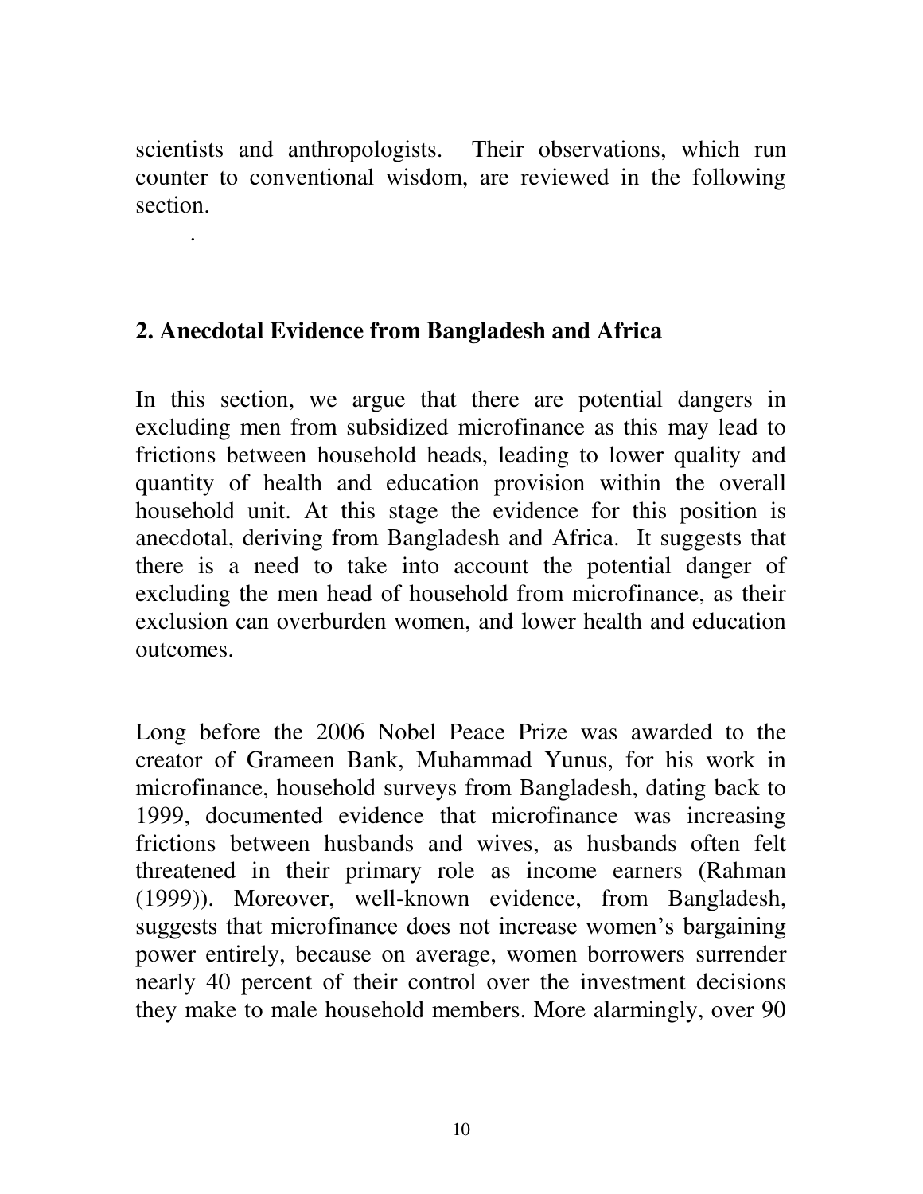scientists and anthropologists. Their observations, which run counter to conventional wisdom, are reviewed in the following section.

.

## 2. Anecdotal Evidence from Bangladesh and Africa

In this section, we argue that there are potential dangers in excluding men from subsidized microfinance as this may lead to frictions between household heads, leading to lower quality and quantity of health and education provision within the overall household unit. At this stage the evidence for this position is anecdotal, deriving from Bangladesh and Africa. It suggests that there is a need to take into account the potential danger of excluding the men head of household from microfinance, as their exclusion can overburden women, and lower health and education outcomes.

Long before the 2006 Nobel Peace Prize was awarded to the creator of Grameen Bank, Muhammad Yunus, for his work in microfinance, household surveys from Bangladesh, dating back to 1999, documented evidence that microfinance was increasing frictions between husbands and wives, as husbands often felt threatened in their primary role as income earners (Rahman (1999)). Moreover, well-known evidence, from Bangladesh, suggests that microfinance does not increase women's bargaining power entirely, because on average, women borrowers surrender nearly 40 percent of their control over the investment decisions they make to male household members. More alarmingly, over 90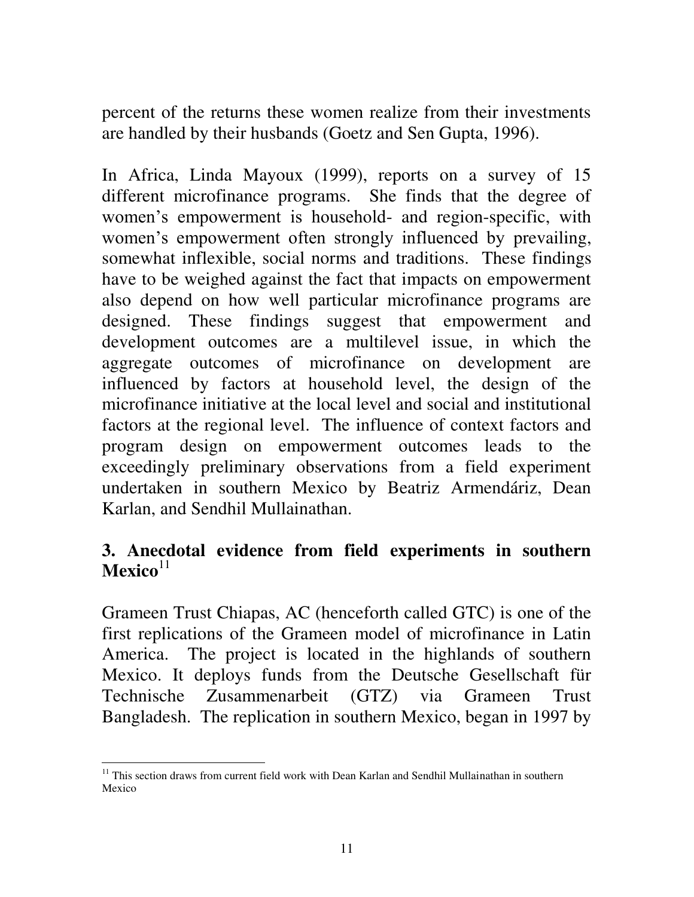percent of the returns these women realize from their investments are handled by their husbands (Goetz and Sen Gupta, 1996).

In Africa, Linda Mayoux (1999), reports on a survey of 15 different microfinance programs. She finds that the degree of women's empowerment is household- and region-specific, with women's empowerment often strongly influenced by prevailing, somewhat inflexible, social norms and traditions. These findings have to be weighed against the fact that impacts on empowerment also depend on how well particular microfinance programs are designed. These findings suggest that empowerment and development outcomes are a multilevel issue, in which the aggregate outcomes of microfinance on development are influenced by factors at household level, the design of the microfinance initiative at the local level and social and institutional factors at the regional level. The influence of context factors and program design on empowerment outcomes leads to the exceedingly preliminary observations from a field experiment undertaken in southern Mexico by Beatriz Armendáriz, Dean Karlan, and Sendhil Mullainathan.

## 3. Anecdotal evidence from field experiments in southern Mexico[11]

Grameen Trust Chiapas, AC (henceforth called GTC) is one of the first replications of the Grameen model of microfinance in Latin America. The project is located in the highlands of southern Mexico. It deploys funds from the Deutsche Gesellschaft für Technische Zusammenarbeit (GTZ) via Grameen Trust Bangladesh. The replication in southern Mexico, began in 1997 by

[11] This section draws from current field work with Dean Karlan and Sendhil Mullainathan in southern Mexico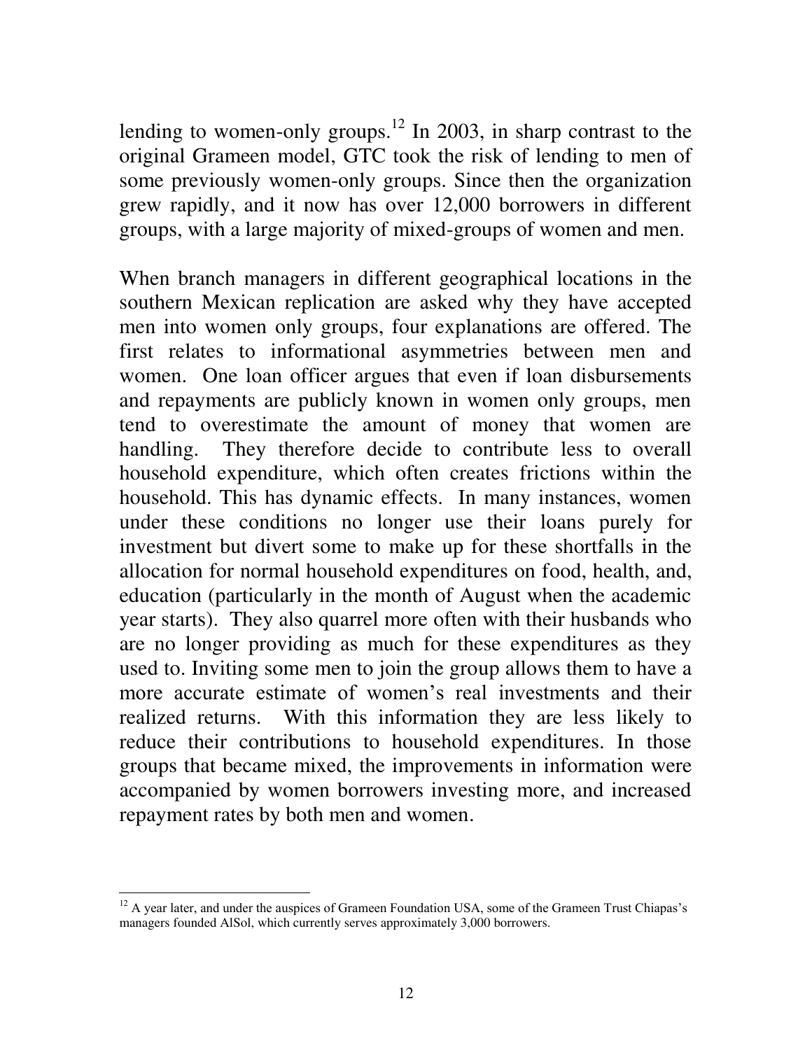lending to women-only groups.[12] In 2003, in sharp contrast to the original Grameen model, GTC took the risk of lending to men of some previously women-only groups. Since then the organization grew rapidly, and it now has over 12,000 borrowers in different groups, with a large majority of mixed-groups of women and men.

When branch managers in different geographical locations in the southern Mexican replication are asked why they have accepted men into women only groups, four explanations are offered. The first relates to informational asymmetries between men and women. One loan officer argues that even if loan disbursements and repayments are publicly known in women only groups, men tend to overestimate the amount of money that women are handling. They therefore decide to contribute less to overall household expenditure, which often creates frictions within the household. This has dynamic effects. In many instances, women under these conditions no longer use their loans purely for investment but divert some to make up for these shortfalls in the allocation for normal household expenditures on food, health, and, education (particularly in the month of August when the academic year starts). They also quarrel more often with their husbands who are no longer providing as much for these expenditures as they used to. Inviting some men to join the group allows them to have a more accurate estimate of women's real investments and their realized returns. With this information they are less likely to reduce their contributions to household expenditures. In those groups that became mixed, the improvements in information were accompanied by women borrowers investing more, and increased repayment rates by both men and women.

[12] A year later, and under the auspices of Grameen Foundation USA, some of the Grameen Trust Chiapas's managers founded AlSol, which currently serves approximately 3,000 borrowers.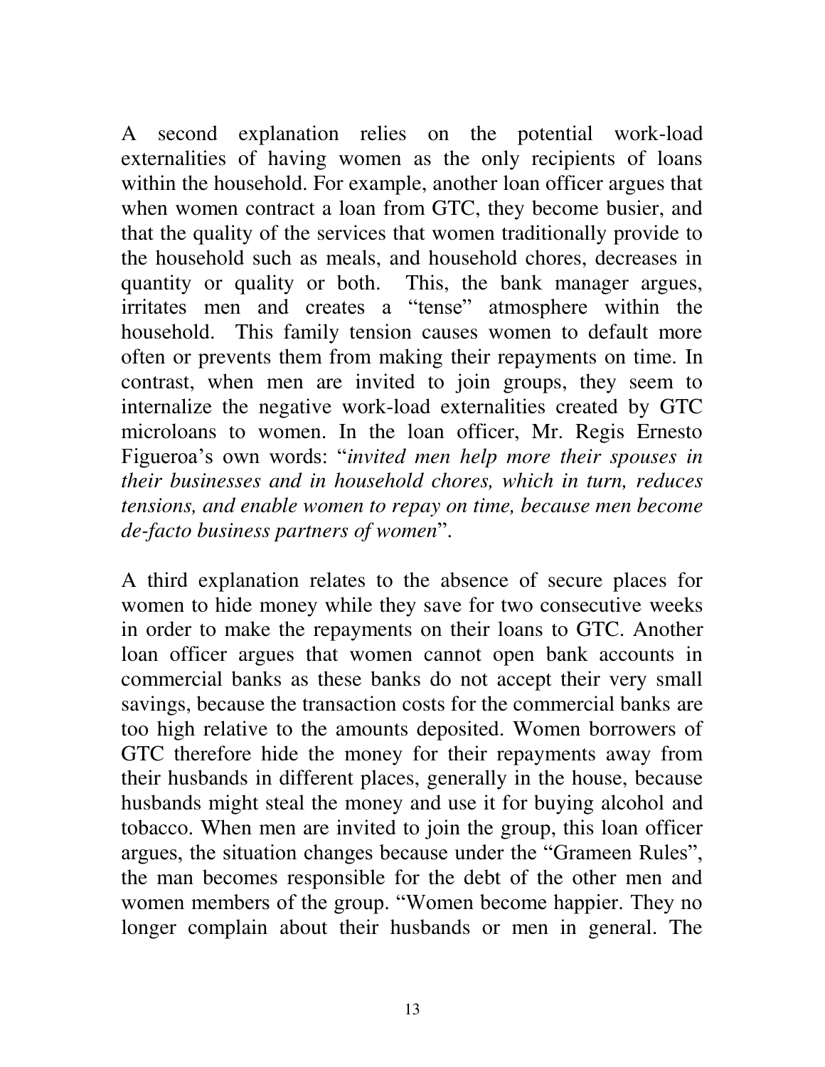A second explanation relies on the potential work-load externalities of having women as the only recipients of loans within the household. For example, another loan officer argues that when women contract a loan from GTC, they become busier, and that the quality of the services that women traditionally provide to the household such as meals, and household chores, decreases in quantity or quality or both. This, the bank manager argues, irritates men and creates a "tense" atmosphere within the household. This family tension causes women to default more often or prevents them from making their repayments on time. In contrast, when men are invited to join groups, they seem to internalize the negative work-load externalities created by GTC microloans to women. In the loan officer, Mr. Regis Ernesto Figueroa's own words: "*invited men help more their spouses in their businesses and in household chores, which in turn, reduces tensions, and enable women to repay on time, because men become de-facto business partners of women*".

A third explanation relates to the absence of secure places for women to hide money while they save for two consecutive weeks in order to make the repayments on their loans to GTC. Another loan officer argues that women cannot open bank accounts in commercial banks as these banks do not accept their very small savings, because the transaction costs for the commercial banks are too high relative to the amounts deposited. Women borrowers of GTC therefore hide the money for their repayments away from their husbands in different places, generally in the house, because husbands might steal the money and use it for buying alcohol and tobacco. When men are invited to join the group, this loan officer argues, the situation changes because under the "Grameen Rules", the man becomes responsible for the debt of the other men and women members of the group. "Women become happier. They no longer complain about their husbands or men in general. The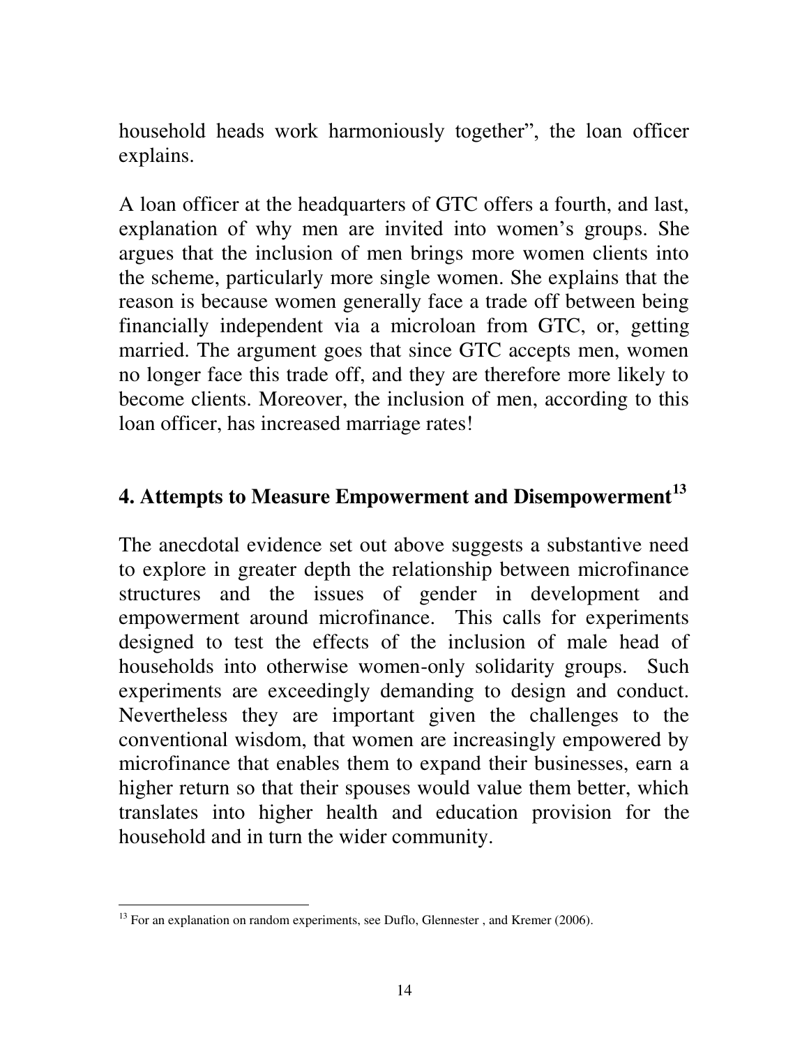household heads work harmoniously together", the loan officer explains.

A loan officer at the headquarters of GTC offers a fourth, and last, explanation of why men are invited into women's groups. She argues that the inclusion of men brings more women clients into the scheme, particularly more single women. She explains that the reason is because women generally face a trade off between being financially independent via a microloan from GTC, or, getting married. The argument goes that since GTC accepts men, women no longer face this trade off, and they are therefore more likely to become clients. Moreover, the inclusion of men, according to this loan officer, has increased marriage rates!

## 4. Attempts to Measure Empowerment and Disempowerment[13]

The anecdotal evidence set out above suggests a substantive need to explore in greater depth the relationship between microfinance structures and the issues of gender in development and empowerment around microfinance. This calls for experiments designed to test the effects of the inclusion of male head of households into otherwise women-only solidarity groups. Such experiments are exceedingly demanding to design and conduct. Nevertheless they are important given the challenges to the conventional wisdom, that women are increasingly empowered by microfinance that enables them to expand their businesses, earn a higher return so that their spouses would value them better, which translates into higher health and education provision for the household and in turn the wider community.

[13] For an explanation on random experiments, see Duflo, Glennester , and Kremer (2006).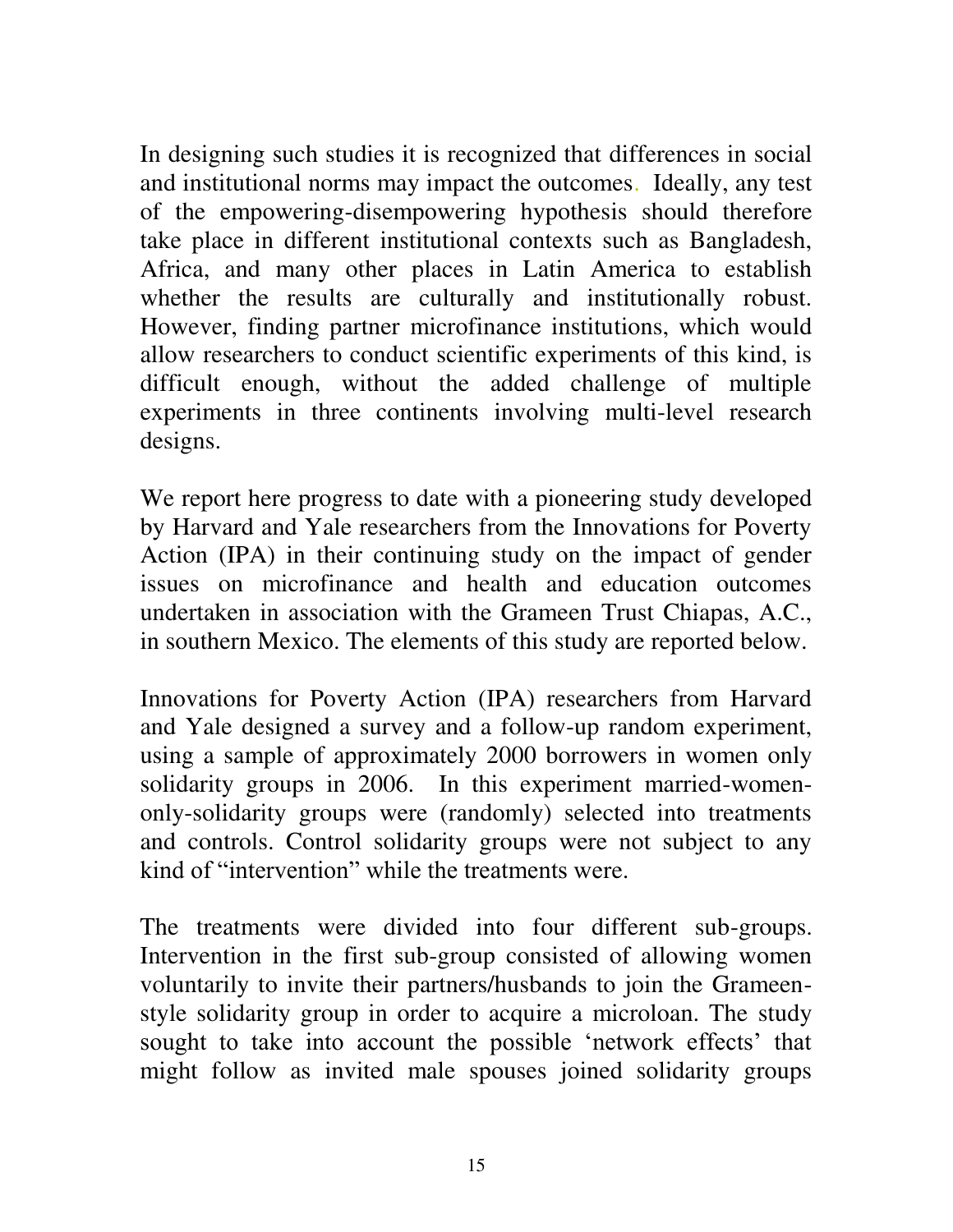In designing such studies it is recognized that differences in social and institutional norms may impact the outcomes. Ideally, any test of the empowering-disempowering hypothesis should therefore take place in different institutional contexts such as Bangladesh, Africa, and many other places in Latin America to establish whether the results are culturally and institutionally robust. However, finding partner microfinance institutions, which would allow researchers to conduct scientific experiments of this kind, is difficult enough, without the added challenge of multiple experiments in three continents involving multi-level research designs.

We report here progress to date with a pioneering study developed by Harvard and Yale researchers from the Innovations for Poverty Action (IPA) in their continuing study on the impact of gender issues on microfinance and health and education outcomes undertaken in association with the Grameen Trust Chiapas, A.C., in southern Mexico. The elements of this study are reported below.

Innovations for Poverty Action (IPA) researchers from Harvard and Yale designed a survey and a follow-up random experiment, using a sample of approximately 2000 borrowers in women only solidarity groups in 2006. In this experiment married-women-only-solidarity groups were (randomly) selected into treatments and controls. Control solidarity groups were not subject to any kind of "intervention" while the treatments were.

The treatments were divided into four different sub-groups. Intervention in the first sub-group consisted of allowing women voluntarily to invite their partners/husbands to join the Grameen-style solidarity group in order to acquire a microloan. The study sought to take into account the possible 'network effects' that might follow as invited male spouses joined solidarity groups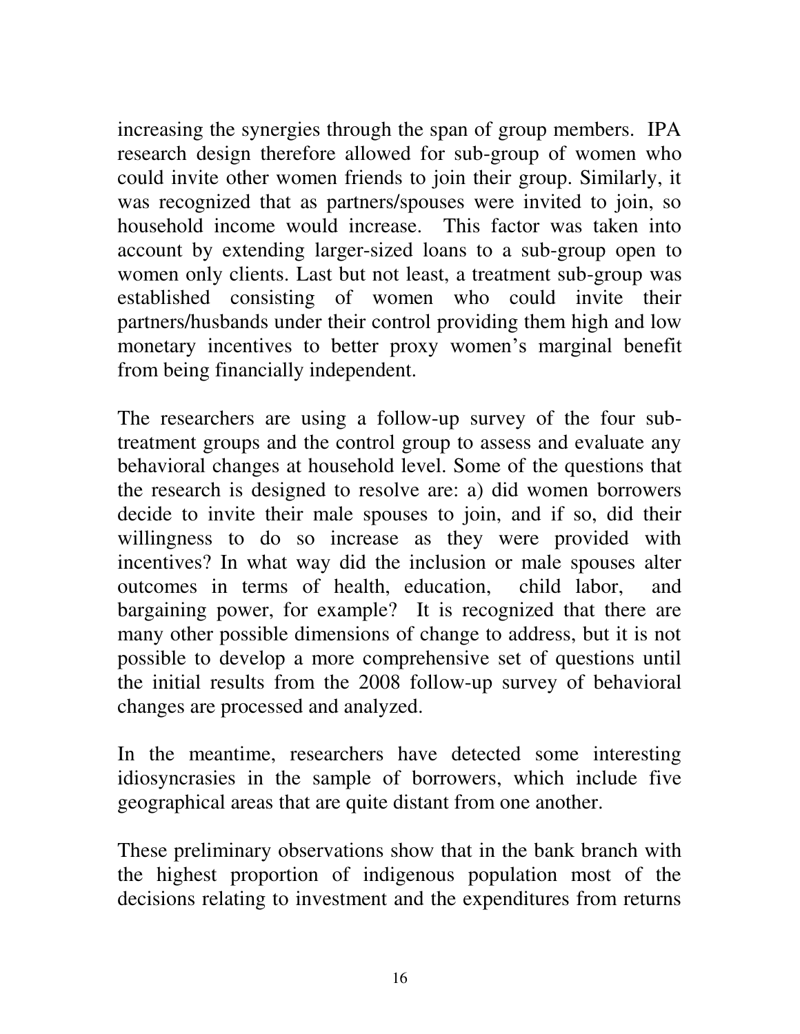increasing the synergies through the span of group members. IPA research design therefore allowed for sub-group of women who could invite other women friends to join their group. Similarly, it was recognized that as partners/spouses were invited to join, so household income would increase. This factor was taken into account by extending larger-sized loans to a sub-group open to women only clients. Last but not least, a treatment sub-group was established consisting of women who could invite their partners/husbands under their control providing them high and low monetary incentives to better proxy women's marginal benefit from being financially independent.

The researchers are using a follow-up survey of the four sub-treatment groups and the control group to assess and evaluate any behavioral changes at household level. Some of the questions that the research is designed to resolve are: a) did women borrowers decide to invite their male spouses to join, and if so, did their willingness to do so increase as they were provided with incentives? In what way did the inclusion or male spouses alter outcomes in terms of health, education, child labor, and bargaining power, for example? It is recognized that there are many other possible dimensions of change to address, but it is not possible to develop a more comprehensive set of questions until the initial results from the 2008 follow-up survey of behavioral changes are processed and analyzed.

In the meantime, researchers have detected some interesting idiosyncrasies in the sample of borrowers, which include five geographical areas that are quite distant from one another.

These preliminary observations show that in the bank branch with the highest proportion of indigenous population most of the decisions relating to investment and the expenditures from returns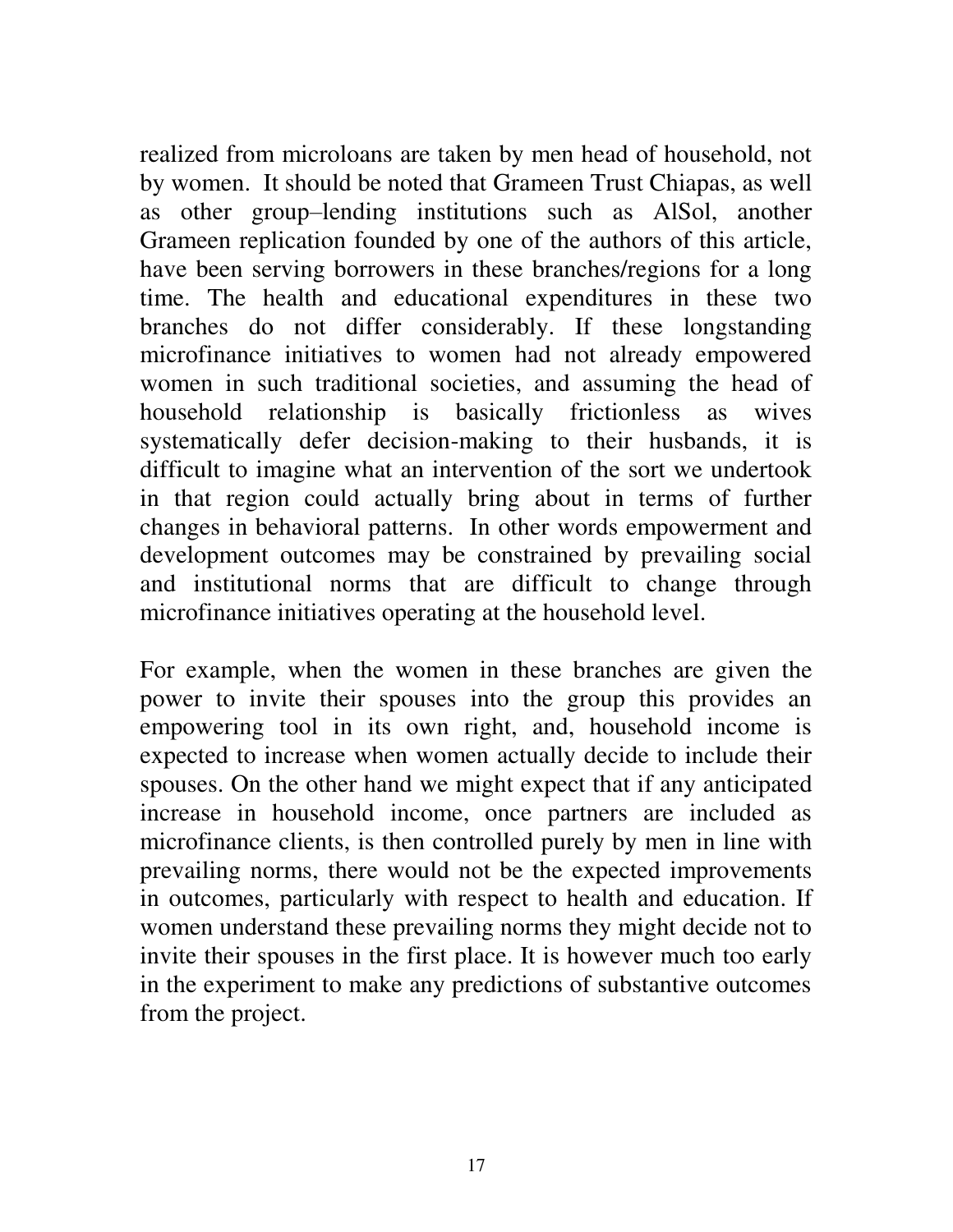realized from microloans are taken by men head of household, not by women. It should be noted that Grameen Trust Chiapas, as well as other group–lending institutions such as AlSol, another Grameen replication founded by one of the authors of this article, have been serving borrowers in these branches/regions for a long time. The health and educational expenditures in these two branches do not differ considerably. If these longstanding microfinance initiatives to women had not already empowered women in such traditional societies, and assuming the head of household relationship is basically frictionless as wives systematically defer decision-making to their husbands, it is difficult to imagine what an intervention of the sort we undertook in that region could actually bring about in terms of further changes in behavioral patterns. In other words empowerment and development outcomes may be constrained by prevailing social and institutional norms that are difficult to change through microfinance initiatives operating at the household level.

For example, when the women in these branches are given the power to invite their spouses into the group this provides an empowering tool in its own right, and, household income is expected to increase when women actually decide to include their spouses. On the other hand we might expect that if any anticipated increase in household income, once partners are included as microfinance clients, is then controlled purely by men in line with prevailing norms, there would not be the expected improvements in outcomes, particularly with respect to health and education. If women understand these prevailing norms they might decide not to invite their spouses in the first place. It is however much too early in the experiment to make any predictions of substantive outcomes from the project.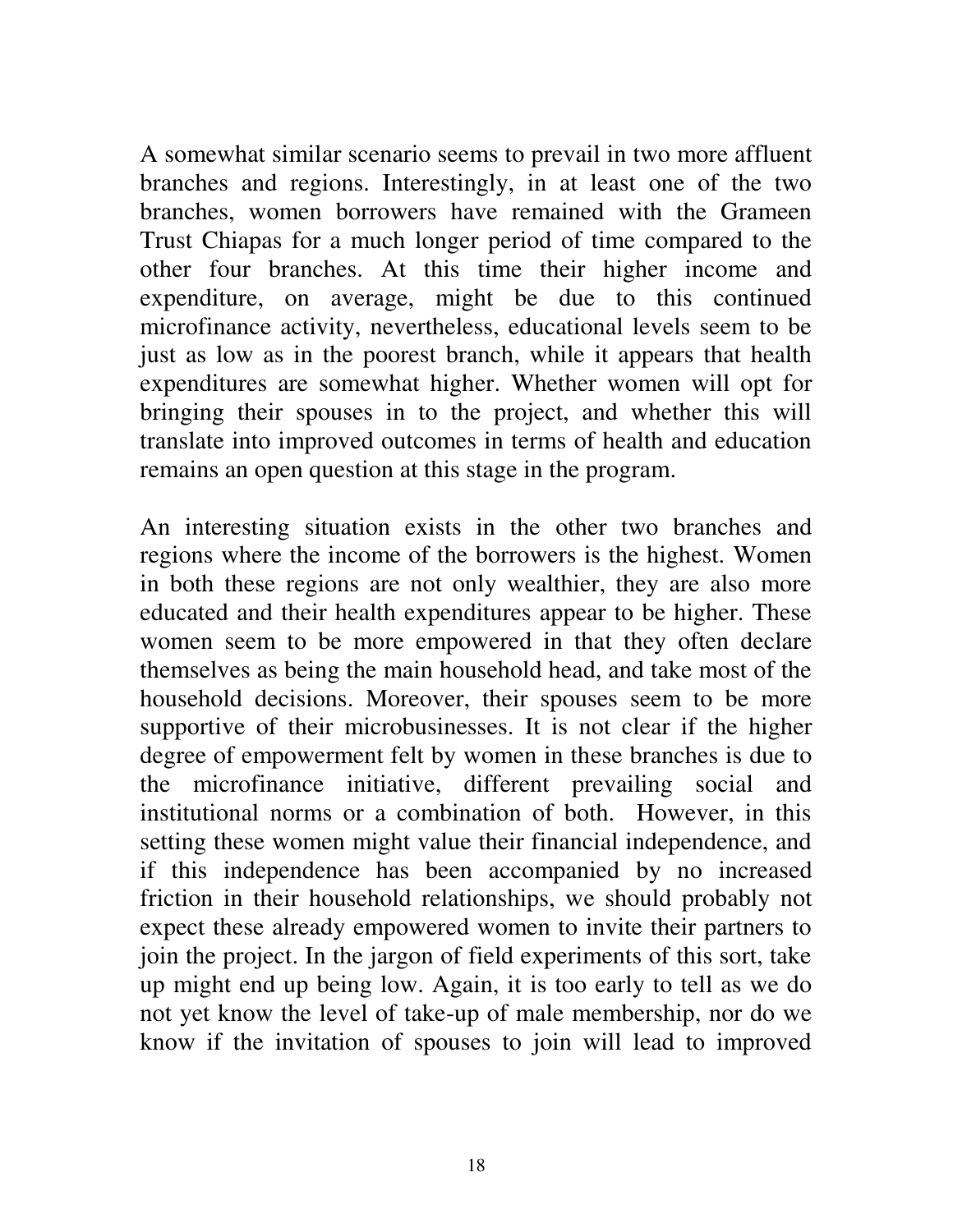A somewhat similar scenario seems to prevail in two more affluent branches and regions. Interestingly, in at least one of the two branches, women borrowers have remained with the Grameen Trust Chiapas for a much longer period of time compared to the other four branches. At this time their higher income and expenditure, on average, might be due to this continued microfinance activity, nevertheless, educational levels seem to be just as low as in the poorest branch, while it appears that health expenditures are somewhat higher. Whether women will opt for bringing their spouses in to the project, and whether this will translate into improved outcomes in terms of health and education remains an open question at this stage in the program.

An interesting situation exists in the other two branches and regions where the income of the borrowers is the highest. Women in both these regions are not only wealthier, they are also more educated and their health expenditures appear to be higher. These women seem to be more empowered in that they often declare themselves as being the main household head, and take most of the household decisions. Moreover, their spouses seem to be more supportive of their microbusinesses. It is not clear if the higher degree of empowerment felt by women in these branches is due to the microfinance initiative, different prevailing social and institutional norms or a combination of both. However, in this setting these women might value their financial independence, and if this independence has been accompanied by no increased friction in their household relationships, we should probably not expect these already empowered women to invite their partners to join the project. In the jargon of field experiments of this sort, take up might end up being low. Again, it is too early to tell as we do not yet know the level of take-up of male membership, nor do we know if the invitation of spouses to join will lead to improved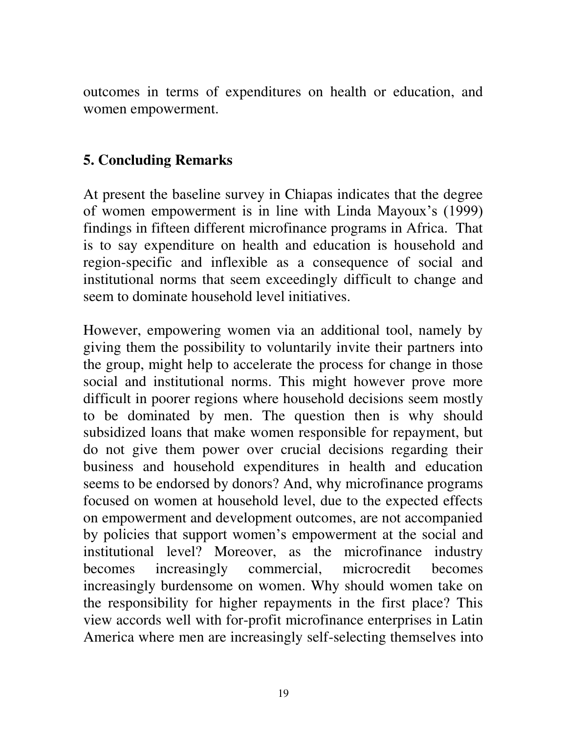outcomes in terms of expenditures on health or education, and women empowerment.

## 5. Concluding Remarks

At present the baseline survey in Chiapas indicates that the degree of women empowerment is in line with Linda Mayoux's (1999) findings in fifteen different microfinance programs in Africa. That is to say expenditure on health and education is household and region-specific and inflexible as a consequence of social and institutional norms that seem exceedingly difficult to change and seem to dominate household level initiatives.

However, empowering women via an additional tool, namely by giving them the possibility to voluntarily invite their partners into the group, might help to accelerate the process for change in those social and institutional norms. This might however prove more difficult in poorer regions where household decisions seem mostly to be dominated by men. The question then is why should subsidized loans that make women responsible for repayment, but do not give them power over crucial decisions regarding their business and household expenditures in health and education seems to be endorsed by donors? And, why microfinance programs focused on women at household level, due to the expected effects on empowerment and development outcomes, are not accompanied by policies that support women's empowerment at the social and institutional level? Moreover, as the microfinance industry becomes increasingly commercial, microcredit becomes increasingly burdensome on women. Why should women take on the responsibility for higher repayments in the first place? This view accords well with for-profit microfinance enterprises in Latin America where men are increasingly self-selecting themselves into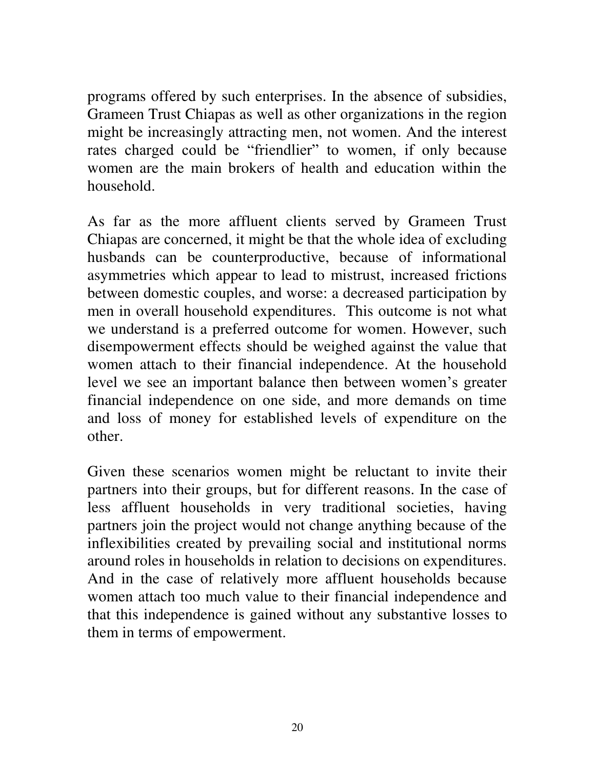programs offered by such enterprises. In the absence of subsidies, Grameen Trust Chiapas as well as other organizations in the region might be increasingly attracting men, not women. And the interest rates charged could be "friendlier" to women, if only because women are the main brokers of health and education within the household.

As far as the more affluent clients served by Grameen Trust Chiapas are concerned, it might be that the whole idea of excluding husbands can be counterproductive, because of informational asymmetries which appear to lead to mistrust, increased frictions between domestic couples, and worse: a decreased participation by men in overall household expenditures. This outcome is not what we understand is a preferred outcome for women. However, such disempowerment effects should be weighed against the value that women attach to their financial independence. At the household level we see an important balance then between women's greater financial independence on one side, and more demands on time and loss of money for established levels of expenditure on the other.

Given these scenarios women might be reluctant to invite their partners into their groups, but for different reasons. In the case of less affluent households in very traditional societies, having partners join the project would not change anything because of the inflexibilities created by prevailing social and institutional norms around roles in households in relation to decisions on expenditures. And in the case of relatively more affluent households because women attach too much value to their financial independence and that this independence is gained without any substantive losses to them in terms of empowerment.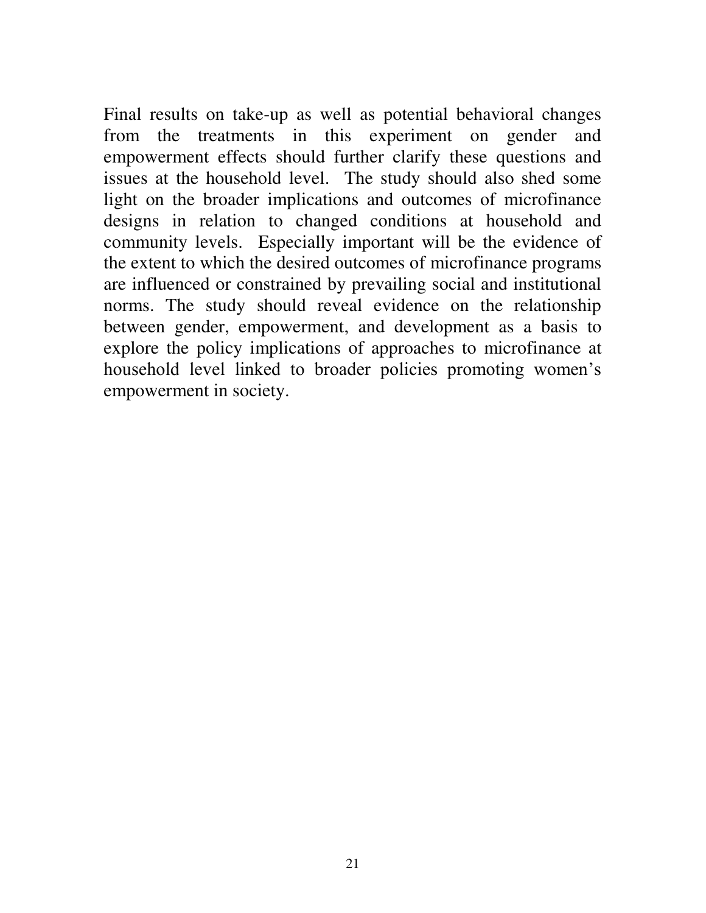Final results on take-up as well as potential behavioral changes from the treatments in this experiment on gender and empowerment effects should further clarify these questions and issues at the household level. The study should also shed some light on the broader implications and outcomes of microfinance designs in relation to changed conditions at household and community levels. Especially important will be the evidence of the extent to which the desired outcomes of microfinance programs are influenced or constrained by prevailing social and institutional norms. The study should reveal evidence on the relationship between gender, empowerment, and development as a basis to explore the policy implications of approaches to microfinance at household level linked to broader policies promoting women's empowerment in society.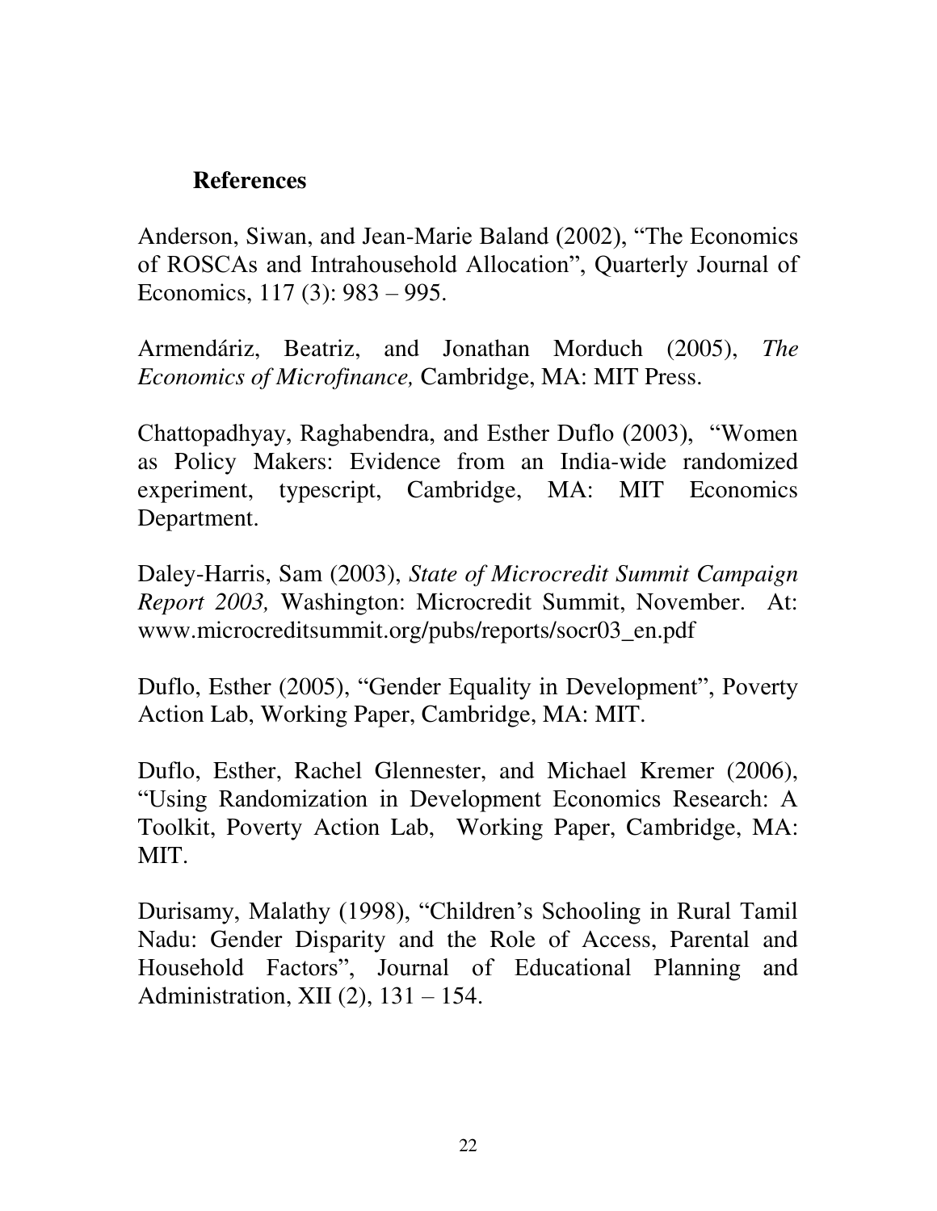## References

Anderson, Siwan, and Jean-Marie Baland (2002), "The Economics of ROSCAs and Intrahousehold Allocation", Quarterly Journal of Economics, 117 (3): 983 – 995.

Armendáriz, Beatriz, and Jonathan Morduch (2005), *The Economics of Microfinance,* Cambridge, MA: MIT Press.

Chattopadhyay, Raghabendra, and Esther Duflo (2003), "Women as Policy Makers: Evidence from an India-wide randomized experiment, typescript, Cambridge, MA: MIT Economics Department.

Daley-Harris, Sam (2003), *State of Microcredit Summit Campaign Report 2003,* Washington: Microcredit Summit, November. At: www.microcreditsummit.org/pubs/reports/socr03_en.pdf

Duflo, Esther (2005), "Gender Equality in Development", Poverty Action Lab, Working Paper, Cambridge, MA: MIT.

Duflo, Esther, Rachel Glennester, and Michael Kremer (2006), "Using Randomization in Development Economics Research: A Toolkit, Poverty Action Lab, Working Paper, Cambridge, MA: MIT.

Durisamy, Malathy (1998), "Children's Schooling in Rural Tamil Nadu: Gender Disparity and the Role of Access, Parental and Household Factors", Journal of Educational Planning and Administration, XII (2), 131 – 154.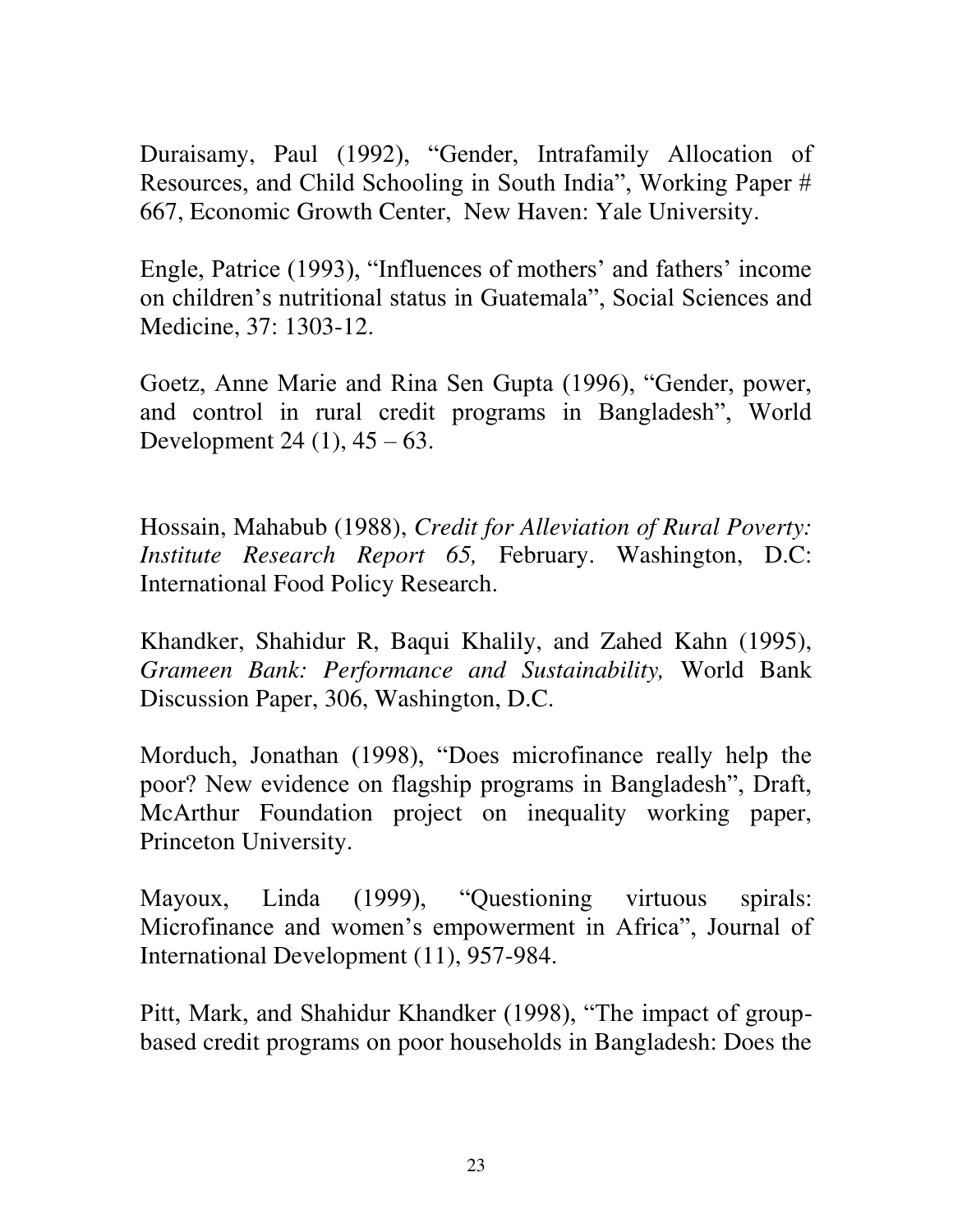Duraisamy, Paul (1992), "Gender, Intrafamily Allocation of Resources, and Child Schooling in South India", Working Paper # 667, Economic Growth Center, New Haven: Yale University.

Engle, Patrice (1993), "Influences of mothers' and fathers' income on children's nutritional status in Guatemala", Social Sciences and Medicine, 37: 1303-12.

Goetz, Anne Marie and Rina Sen Gupta (1996), "Gender, power, and control in rural credit programs in Bangladesh", World Development 24 (1), 45 – 63.

Hossain, Mahabub (1988), *Credit for Alleviation of Rural Poverty: Institute Research Report 65,* February. Washington, D.C: International Food Policy Research.

Khandker, Shahidur R, Baqui Khalily, and Zahed Kahn (1995), *Grameen Bank: Performance and Sustainability,* World Bank Discussion Paper, 306, Washington, D.C.

Morduch, Jonathan (1998), "Does microfinance really help the poor? New evidence on flagship programs in Bangladesh", Draft, McArthur Foundation project on inequality working paper, Princeton University.

Mayoux, Linda (1999), "Questioning virtuous spirals: Microfinance and women's empowerment in Africa", Journal of International Development (11), 957-984.

Pitt, Mark, and Shahidur Khandker (1998), "The impact of group-based credit programs on poor households in Bangladesh: Does the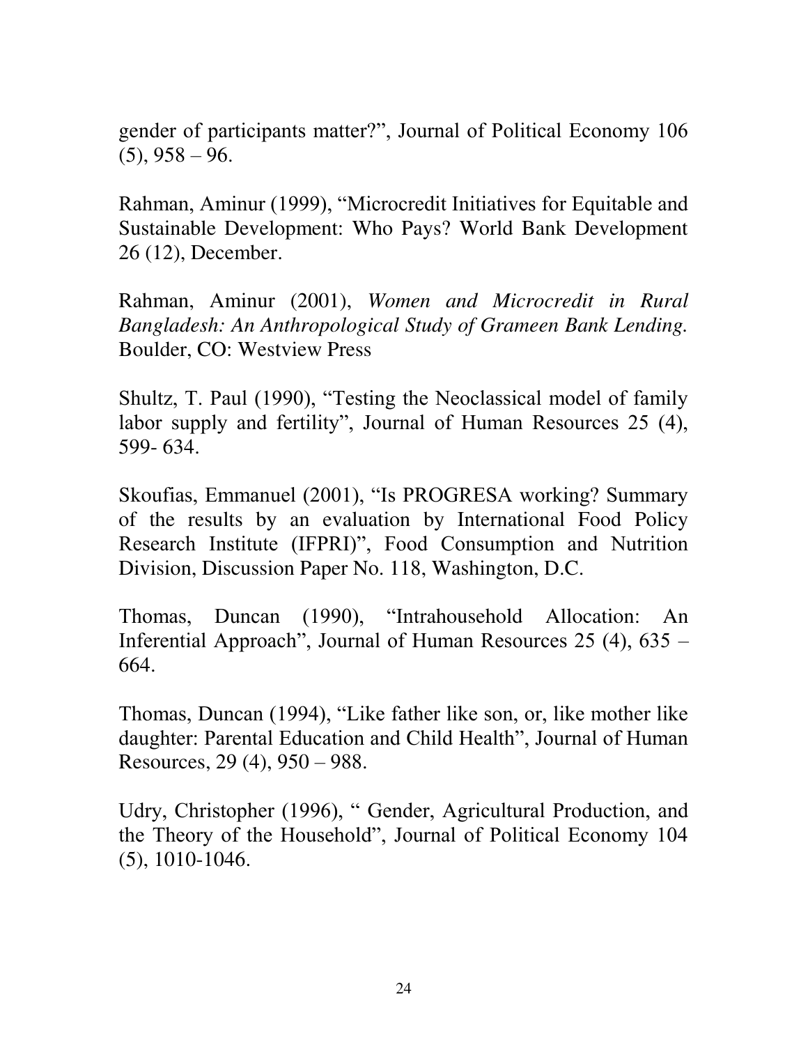gender of participants matter?", Journal of Political Economy 106 (5), 958 – 96.

Rahman, Aminur (1999), "Microcredit Initiatives for Equitable and Sustainable Development: Who Pays? World Bank Development 26 (12), December.

Rahman, Aminur (2001), *Women and Microcredit in Rural Bangladesh: An Anthropological Study of Grameen Bank Lending.* Boulder, CO: Westview Press

Shultz, T. Paul (1990), "Testing the Neoclassical model of family labor supply and fertility", Journal of Human Resources 25 (4), 599- 634.

Skoufias, Emmanuel (2001), "Is PROGRESA working? Summary of the results by an evaluation by International Food Policy Research Institute (IFPRI)", Food Consumption and Nutrition Division, Discussion Paper No. 118, Washington, D.C.

Thomas, Duncan (1990), "Intrahousehold Allocation: An Inferential Approach", Journal of Human Resources 25 (4), 635 – 664.

Thomas, Duncan (1994), "Like father like son, or, like mother like daughter: Parental Education and Child Health", Journal of Human Resources, 29 (4), 950 – 988.

Udry, Christopher (1996), " Gender, Agricultural Production, and the Theory of the Household", Journal of Political Economy 104 (5), 1010-1046.